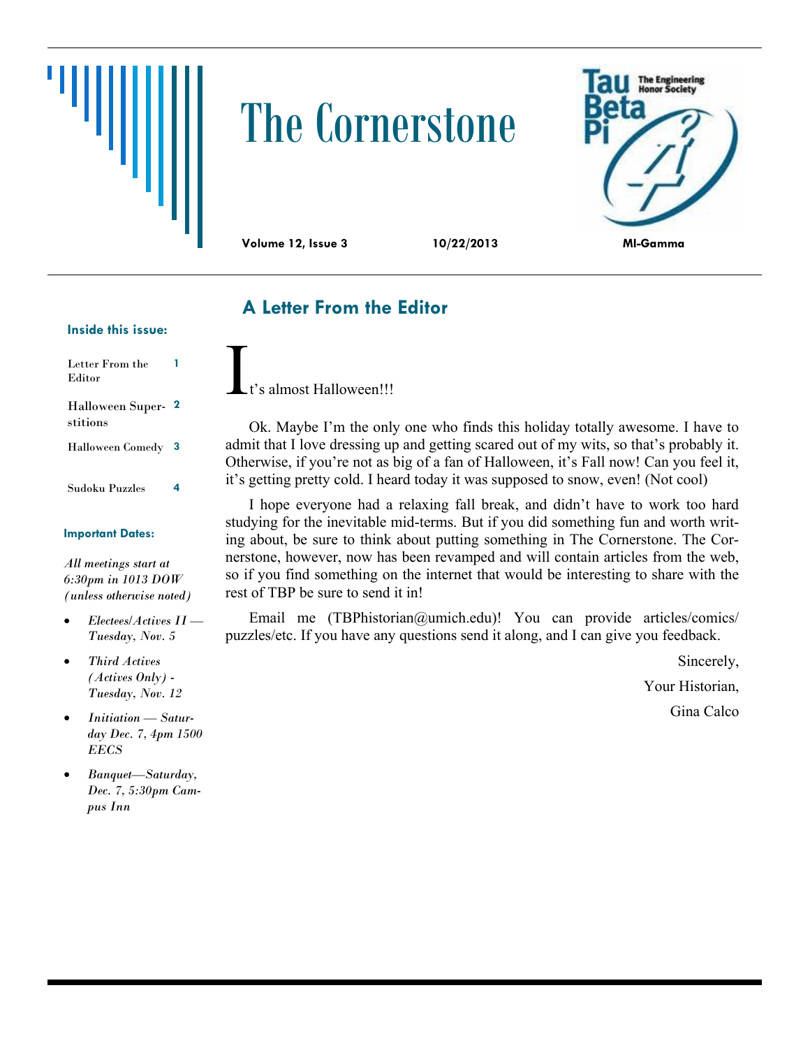# The Cornerstone

**Volume 12, Issue 3** **10/22/2013** **MI-Gamma**

### Inside this issue:

| | |
|---|---|
| Letter From the Editor | 1 |
| Halloween Superstitions | 2 |
| Halloween Comedy | 3 |
| Sudoku Puzzles | 4 |

### Important Dates:

*All meetings start at 6:30pm in 1013 DOW (unless otherwise noted)*

- *Electees/Actives II — Tuesday, Nov. 5*
- *Third Actives (Actives Only) - Tuesday, Nov. 12*
- *Initiation — Saturday Dec. 7, 4pm 1500 EECS*
- *Banquet—Saturday, Dec. 7, 5:30pm Campus Inn*

## A Letter From the Editor

It's almost Halloween!!!

Ok. Maybe I'm the only one who finds this holiday totally awesome. I have to admit that I love dressing up and getting scared out of my wits, so that's probably it. Otherwise, if you're not as big of a fan of Halloween, it's Fall now! Can you feel it, it's getting pretty cold. I heard today it was supposed to snow, even! (Not cool)

I hope everyone had a relaxing fall break, and didn't have to work too hard studying for the inevitable mid-terms. But if you did something fun and worth writing about, be sure to think about putting something in The Cornerstone. The Cornerstone, however, now has been revamped and will contain articles from the web, so if you find something on the internet that would be interesting to share with the rest of TBP be sure to send it in!

Email me (TBPhistorian@umich.edu)! You can provide articles/comics/puzzles/etc. If you have any questions send it along, and I can give you feedback.

Sincerely,

Your Historian,

Gina Calco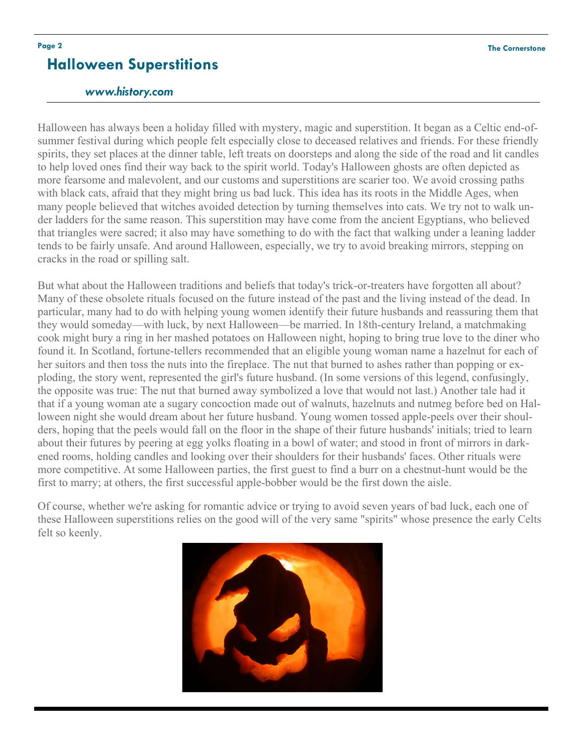## Halloween Superstitions

*www.history.com*

Halloween has always been a holiday filled with mystery, magic and superstition. It began as a Celtic end-of-summer festival during which people felt especially close to deceased relatives and friends. For these friendly spirits, they set places at the dinner table, left treats on doorsteps and along the side of the road and lit candles to help loved ones find their way back to the spirit world. Today's Halloween ghosts are often depicted as more fearsome and malevolent, and our customs and superstitions are scarier too. We avoid crossing paths with black cats, afraid that they might bring us bad luck. This idea has its roots in the Middle Ages, when many people believed that witches avoided detection by turning themselves into cats. We try not to walk under ladders for the same reason. This superstition may have come from the ancient Egyptians, who believed that triangles were sacred; it also may have something to do with the fact that walking under a leaning ladder tends to be fairly unsafe. And around Halloween, especially, we try to avoid breaking mirrors, stepping on cracks in the road or spilling salt.

But what about the Halloween traditions and beliefs that today's trick-or-treaters have forgotten all about? Many of these obsolete rituals focused on the future instead of the past and the living instead of the dead. In particular, many had to do with helping young women identify their future husbands and reassuring them that they would someday—with luck, by next Halloween—be married. In 18th-century Ireland, a matchmaking cook might bury a ring in her mashed potatoes on Halloween night, hoping to bring true love to the diner who found it. In Scotland, fortune-tellers recommended that an eligible young woman name a hazelnut for each of her suitors and then toss the nuts into the fireplace. The nut that burned to ashes rather than popping or exploding, the story went, represented the girl's future husband. (In some versions of this legend, confusingly, the opposite was true: The nut that burned away symbolized a love that would not last.) Another tale had it that if a young woman ate a sugary concoction made out of walnuts, hazelnuts and nutmeg before bed on Halloween night she would dream about her future husband. Young women tossed apple-peels over their shoulders, hoping that the peels would fall on the floor in the shape of their future husbands' initials; tried to learn about their futures by peering at egg yolks floating in a bowl of water; and stood in front of mirrors in darkened rooms, holding candles and looking over their shoulders for their husbands' faces. Other rituals were more competitive. At some Halloween parties, the first guest to find a burr on a chestnut-hunt would be the first to marry; at others, the first successful apple-bobber would be the first down the aisle.

Of course, whether we're asking for romantic advice or trying to avoid seven years of bad luck, each one of these Halloween superstitions relies on the good will of the very same "spirits" whose presence the early Celts felt so keenly.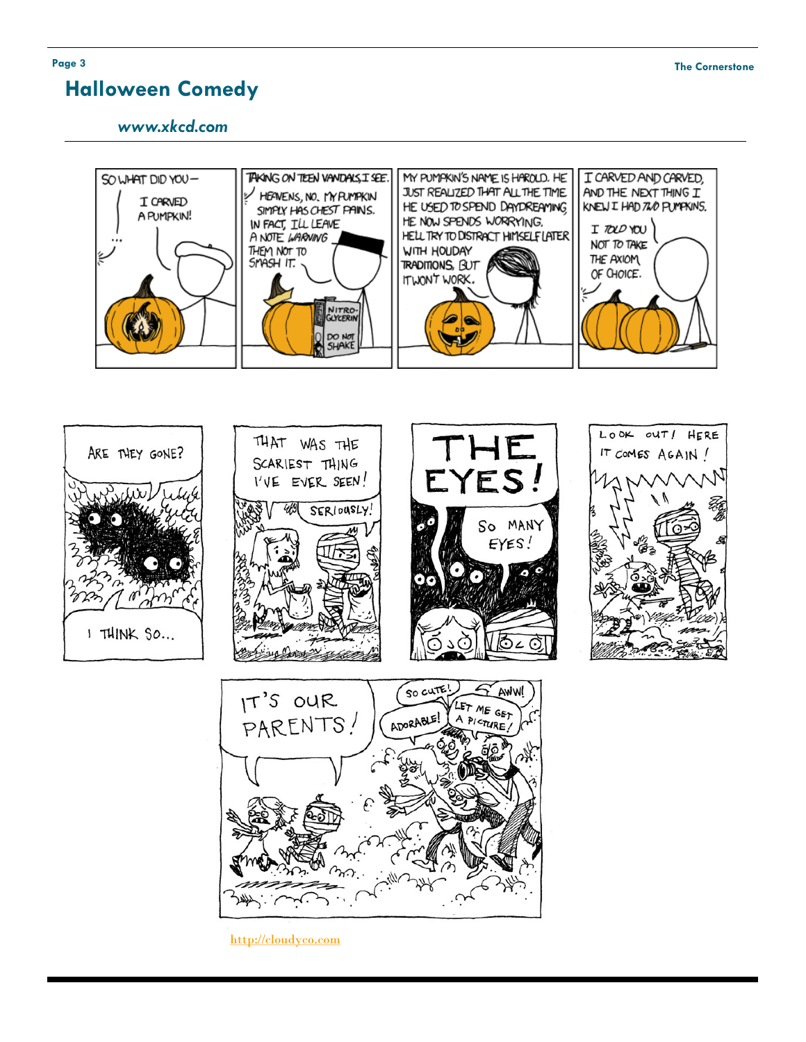# Halloween Comedy

*www.xkcd.com*

http://cloudyco.com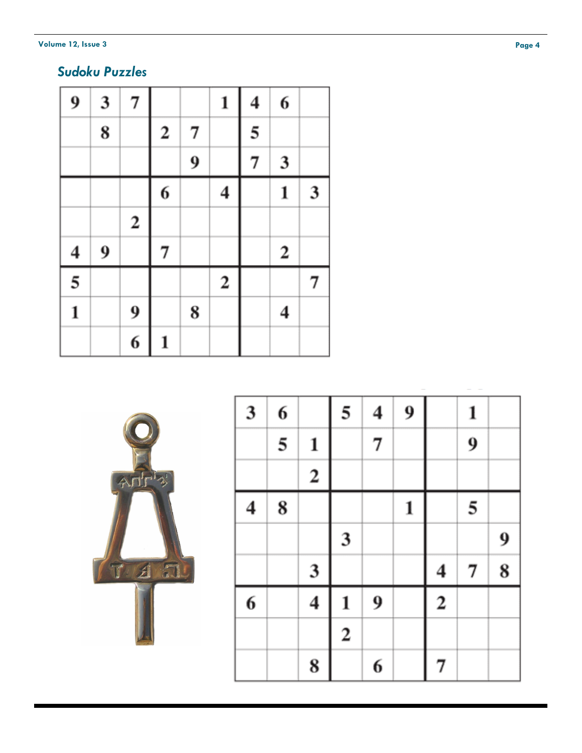## *Sudoku Puzzles*

| | | | | | | | | |
|---|---|---|---|---|---|---|---|---|
| 9 | 3 | 7 | | | 1 | 4 | 6 | |
| | 8 | | 2 | 7 | | 5 | | |
| | | | | 9 | | 7 | 3 | |
| | | | 6 | | 4 | | 1 | 3 |
| | | 2 | | | | | | |
| 4 | 9 | | 7 | | | | 2 | |
| 5 | | | | | 2 | | | 7 |
| 1 | | 9 | | 8 | | | 4 | |
| | | 6 | 1 | | | | | |

| | | | | | | | | |
|---|---|---|---|---|---|---|---|---|
| 3 | 6 | | 5 | 4 | 9 | | 1 | |
| | 5 | 1 | | 7 | | | 9 | |
| | | 2 | | | | | | |
| 4 | 8 | | | | 1 | | 5 | |
| | | | 3 | | | | | 9 |
| | | 3 | | | | 4 | 7 | 8 |
| 6 | | 4 | 1 | 9 | | 2 | | |
| | | | 2 | | | | | |
| | | 8 | | 6 | | 7 | | |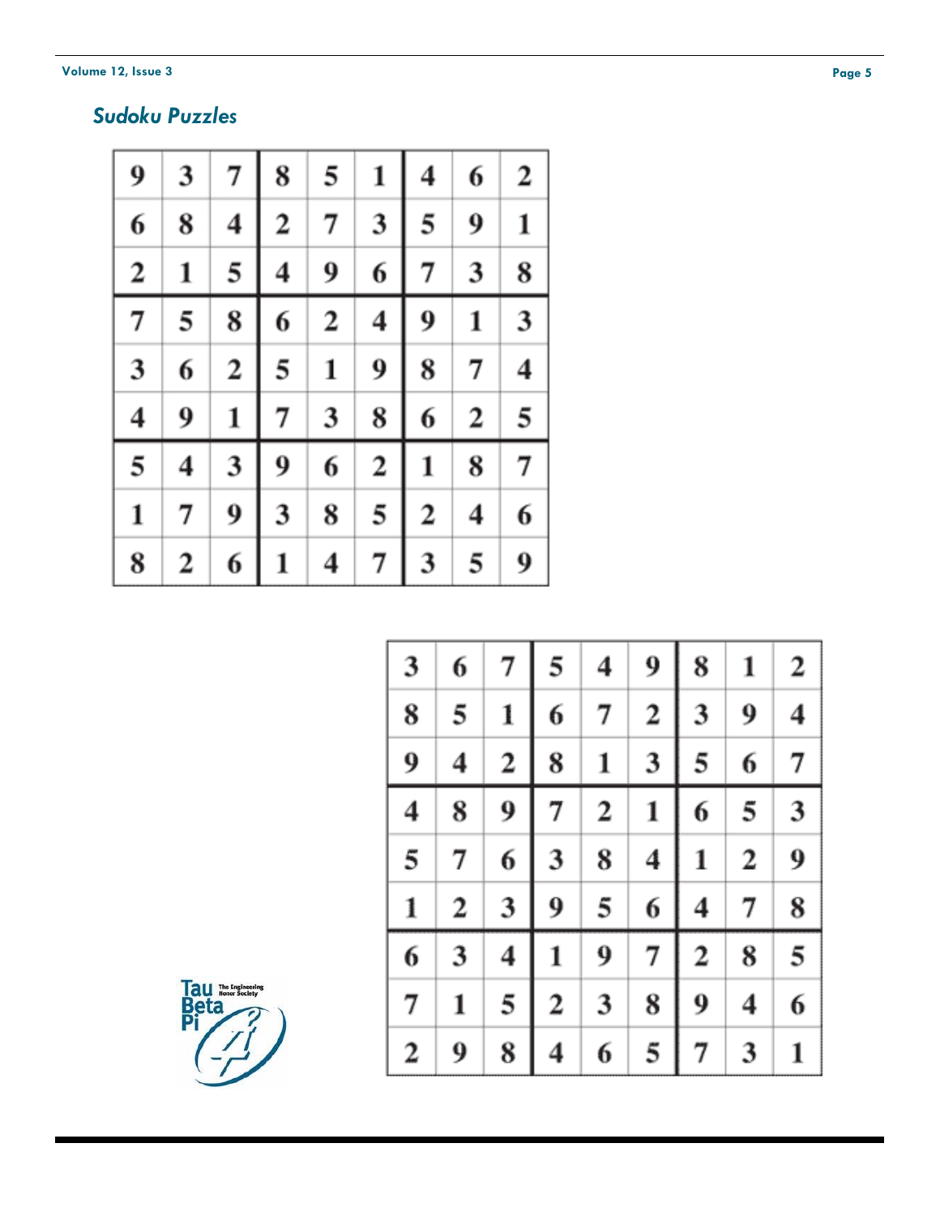## *Sudoku Puzzles*

| | | | | | | | | |
|---|---|---|---|---|---|---|---|---|
| 9 | 3 | 7 | 8 | 5 | 1 | 4 | 6 | 2 |
| 6 | 8 | 4 | 2 | 7 | 3 | 5 | 9 | 1 |
| 2 | 1 | 5 | 4 | 9 | 6 | 7 | 3 | 8 |
| 7 | 5 | 8 | 6 | 2 | 4 | 9 | 1 | 3 |
| 3 | 6 | 2 | 5 | 1 | 9 | 8 | 7 | 4 |
| 4 | 9 | 1 | 7 | 3 | 8 | 6 | 2 | 5 |
| 5 | 4 | 3 | 9 | 6 | 2 | 1 | 8 | 7 |
| 1 | 7 | 9 | 3 | 8 | 5 | 2 | 4 | 6 |
| 8 | 2 | 6 | 1 | 4 | 7 | 3 | 5 | 9 |

| | | | | | | | | |
|---|---|---|---|---|---|---|---|---|
| 3 | 6 | 7 | 5 | 4 | 9 | 8 | 1 | 2 |
| 8 | 5 | 1 | 6 | 7 | 2 | 3 | 9 | 4 |
| 9 | 4 | 2 | 8 | 1 | 3 | 5 | 6 | 7 |
| 4 | 8 | 9 | 7 | 2 | 1 | 6 | 5 | 3 |
| 5 | 7 | 6 | 3 | 8 | 4 | 1 | 2 | 9 |
| 1 | 2 | 3 | 9 | 5 | 6 | 4 | 7 | 8 |
| 6 | 3 | 4 | 1 | 9 | 7 | 2 | 8 | 5 |
| 7 | 1 | 5 | 2 | 3 | 8 | 9 | 4 | 6 |
| 2 | 9 | 8 | 4 | 6 | 5 | 7 | 3 | 1 |

Tau Beta Pi The Engineering Honor Society